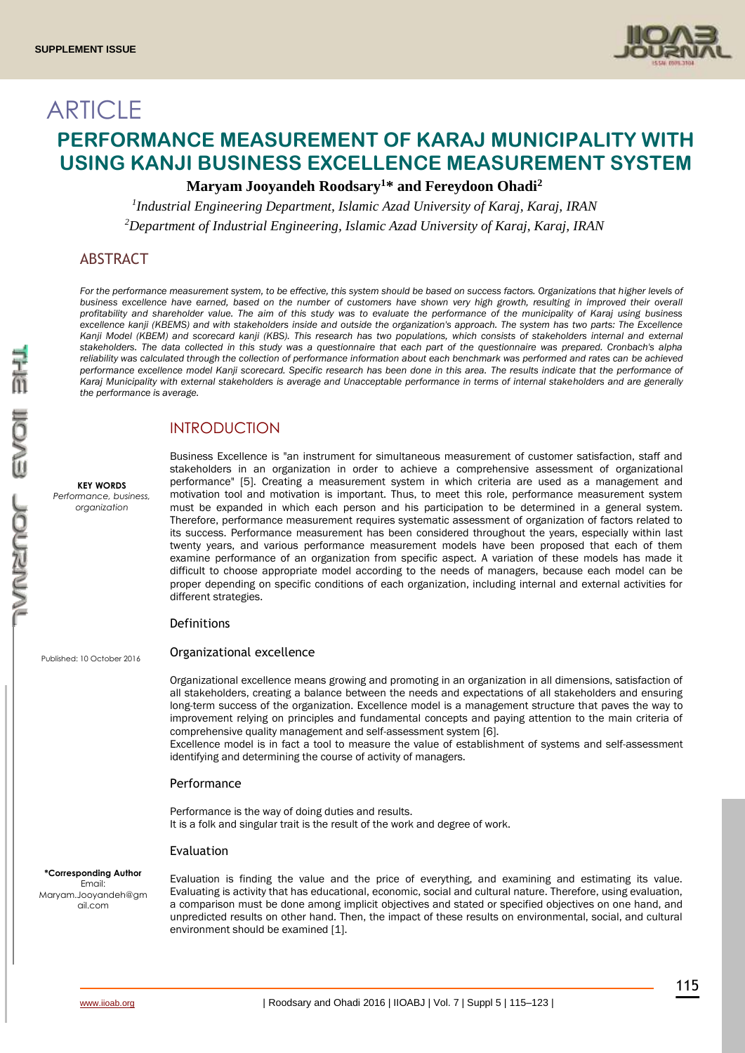SUPPLEMENT ISSUE

ARTICLE

# PERFORMANCE MEASUREMENT OF KARAJ MUNICIPALITY WITH USING KANJI BUSINESS EXCELLENCE MEASUREMENT SYSTEM

**Maryam Jooyandeh Roodsary[1]\* and Fereydoon Ohadi[2]**

*[1]Industrial Engineering Department, Islamic Azad University of Karaj, Karaj, IRAN*
*[2]Department of Industrial Engineering, Islamic Azad University of Karaj, Karaj, IRAN*

## ABSTRACT

*For the performance measurement system, to be effective, this system should be based on success factors. Organizations that higher levels of business excellence have earned, based on the number of customers have shown very high growth, resulting in improved their overall profitability and shareholder value. The aim of this study was to evaluate the performance of the municipality of Karaj using business excellence kanji (KBEMS) and with stakeholders inside and outside the organization's approach. The system has two parts: The Excellence Kanji Model (KBEM) and scorecard kanji (KBS). This research has two populations, which consists of stakeholders internal and external stakeholders. The data collected in this study was a questionnaire that each part of the questionnaire was prepared. Cronbach's alpha reliability was calculated through the collection of performance information about each benchmark was performed and rates can be achieved performance excellence model Kanji scorecard. Specific research has been done in this area. The results indicate that the performance of Karaj Municipality with external stakeholders is average and Unacceptable performance in terms of internal stakeholders and are generally the performance is average.*

**KEY WORDS**
*Performance, business, organization*

Published: 10 October 2016

**\*Corresponding Author**
Email: Maryam.Jooyandeh@gmail.com

## INTRODUCTION

Business Excellence is "an instrument for simultaneous measurement of customer satisfaction, staff and stakeholders in an organization in order to achieve a comprehensive assessment of organizational performance" [5]. Creating a measurement system in which criteria are used as a management and motivation tool and motivation is important. Thus, to meet this role, performance measurement system must be expanded in which each person and his participation to be determined in a general system. Therefore, performance measurement requires systematic assessment of organization of factors related to its success. Performance measurement has been considered throughout the years, especially within last twenty years, and various performance measurement models have been proposed that each of them examine performance of an organization from specific aspect. A variation of these models has made it difficult to choose appropriate model according to the needs of managers, because each model can be proper depending on specific conditions of each organization, including internal and external activities for different strategies.

### Definitions

### Organizational excellence

Organizational excellence means growing and promoting in an organization in all dimensions, satisfaction of all stakeholders, creating a balance between the needs and expectations of all stakeholders and ensuring long-term success of the organization. Excellence model is a management structure that paves the way to improvement relying on principles and fundamental concepts and paying attention to the main criteria of comprehensive quality management and self-assessment system [6].

Excellence model is in fact a tool to measure the value of establishment of systems and self-assessment identifying and determining the course of activity of managers.

### Performance

Performance is the way of doing duties and results.
It is a folk and singular trait is the result of the work and degree of work.

### Evaluation

Evaluation is finding the value and the price of everything, and examining and estimating its value. Evaluating is activity that has educational, economic, social and cultural nature. Therefore, using evaluation, a comparison must be done among implicit objectives and stated or specified objectives on one hand, and unpredicted results on other hand. Then, the impact of these results on environmental, social, and cultural environment should be examined [1].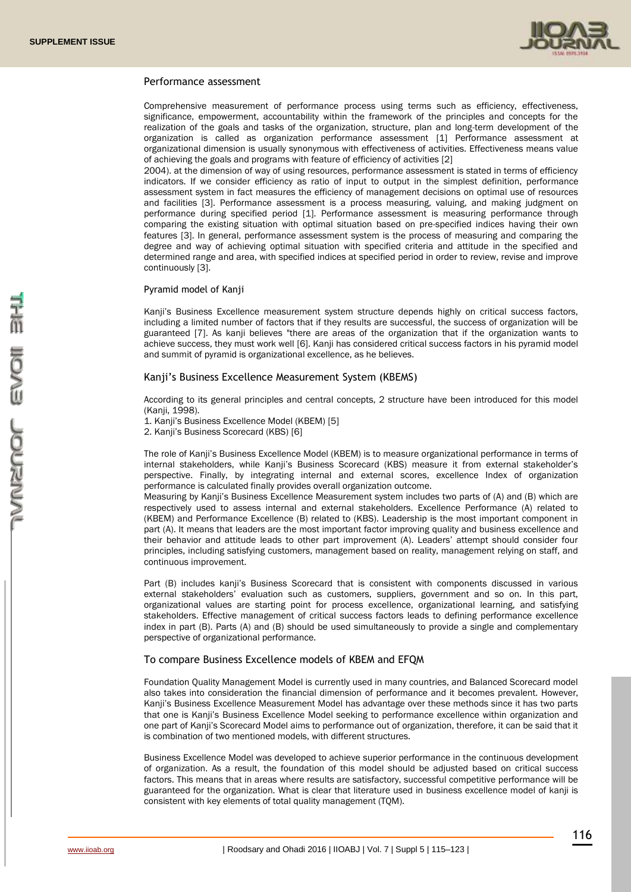### Performance assessment

Comprehensive measurement of performance process using terms such as efficiency, effectiveness, significance, empowerment, accountability within the framework of the principles and concepts for the realization of the goals and tasks of the organization, structure, plan and long-term development of the organization is called as organization performance assessment [1] Performance assessment at organizational dimension is usually synonymous with effectiveness of activities. Effectiveness means value of achieving the goals and programs with feature of efficiency of activities [2]

2004). at the dimension of way of using resources, performance assessment is stated in terms of efficiency indicators. If we consider efficiency as ratio of input to output in the simplest definition, performance assessment system in fact measures the efficiency of management decisions on optimal use of resources and facilities [3]. Performance assessment is a process measuring, valuing, and making judgment on performance during specified period [1]. Performance assessment is measuring performance through comparing the existing situation with optimal situation based on pre-specified indices having their own features [3]. In general, performance assessment system is the process of measuring and comparing the degree and way of achieving optimal situation with specified criteria and attitude in the specified and determined range and area, with specified indices at specified period in order to review, revise and improve continuously [3].

### Pyramid model of Kanji

Kanji's Business Excellence measurement system structure depends highly on critical success factors, including a limited number of factors that if they results are successful, the success of organization will be guaranteed [7]. As kanji believes "there are areas of the organization that if the organization wants to achieve success, they must work well [6]. Kanji has considered critical success factors in his pyramid model and summit of pyramid is organizational excellence, as he believes.

### Kanji's Business Excellence Measurement System (KBEMS)

According to its general principles and central concepts, 2 structure have been introduced for this model (Kanji, 1998).

1. Kanji's Business Excellence Model (KBEM) [5]
2. Kanji's Business Scorecard (KBS) [6]

The role of Kanji's Business Excellence Model (KBEM) is to measure organizational performance in terms of internal stakeholders, while Kanji's Business Scorecard (KBS) measure it from external stakeholder's perspective. Finally, by integrating internal and external scores, excellence Index of organization performance is calculated finally provides overall organization outcome.

Measuring by Kanji's Business Excellence Measurement system includes two parts of (A) and (B) which are respectively used to assess internal and external stakeholders. Excellence Performance (A) related to (KBEM) and Performance Excellence (B) related to (KBS). Leadership is the most important component in part (A). It means that leaders are the most important factor improving quality and business excellence and their behavior and attitude leads to other part improvement (A). Leaders' attempt should consider four principles, including satisfying customers, management based on reality, management relying on staff, and continuous improvement.

Part (B) includes kanji's Business Scorecard that is consistent with components discussed in various external stakeholders' evaluation such as customers, suppliers, government and so on. In this part, organizational values are starting point for process excellence, organizational learning, and satisfying stakeholders. Effective management of critical success factors leads to defining performance excellence index in part (B). Parts (A) and (B) should be used simultaneously to provide a single and complementary perspective of organizational performance.

### To compare Business Excellence models of KBEM and EFQM

Foundation Quality Management Model is currently used in many countries, and Balanced Scorecard model also takes into consideration the financial dimension of performance and it becomes prevalent. However, Kanji's Business Excellence Measurement Model has advantage over these methods since it has two parts that one is Kanji's Business Excellence Model seeking to performance excellence within organization and one part of Kanji's Scorecard Model aims to performance out of organization, therefore, it can be said that it is combination of two mentioned models, with different structures.

Business Excellence Model was developed to achieve superior performance in the continuous development of organization. As a result, the foundation of this model should be adjusted based on critical success factors. This means that in areas where results are satisfactory, successful competitive performance will be guaranteed for the organization. What is clear that literature used in business excellence model of kanji is consistent with key elements of total quality management (TQM).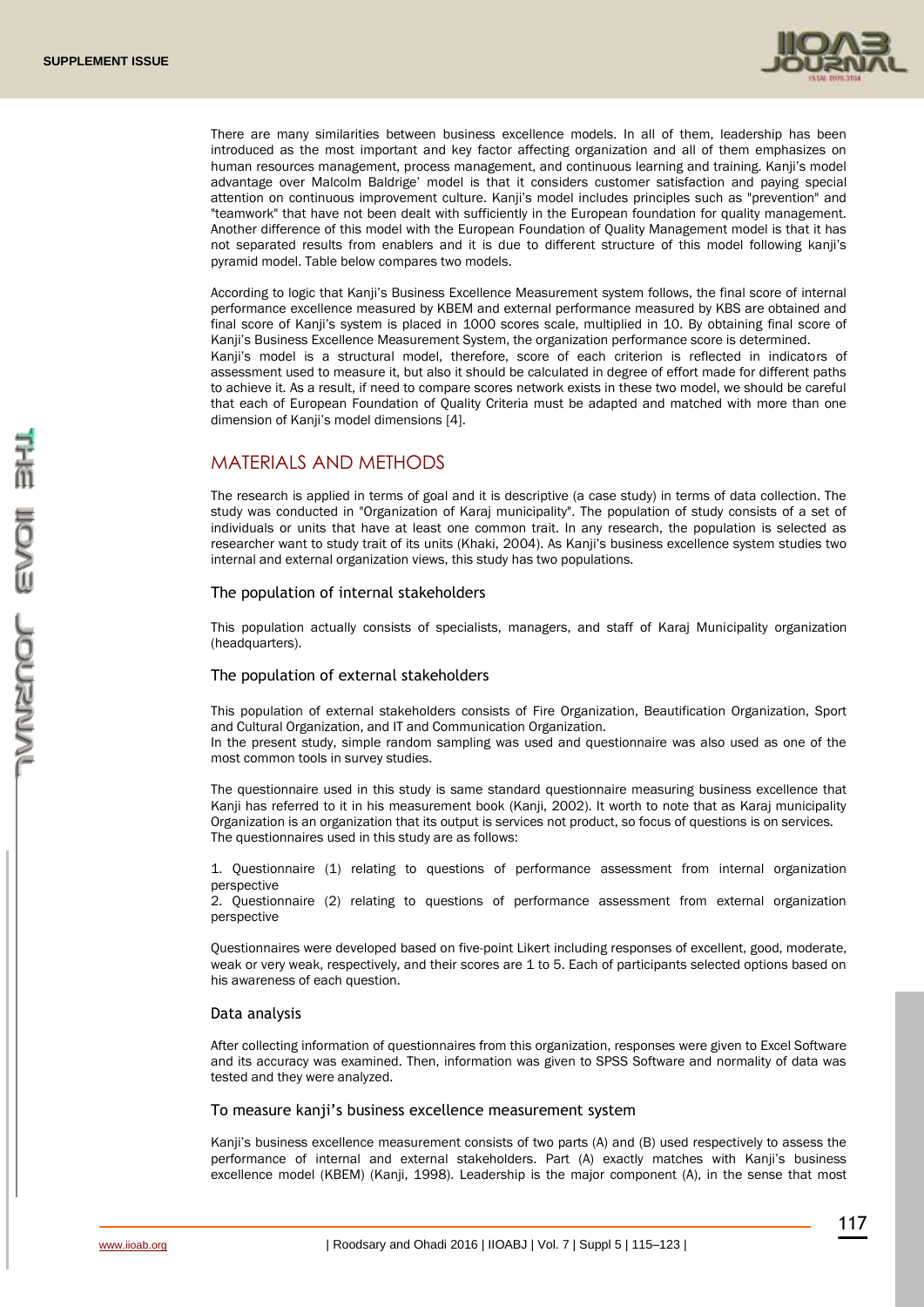There are many similarities between business excellence models. In all of them, leadership has been introduced as the most important and key factor affecting organization and all of them emphasizes on human resources management, process management, and continuous learning and training. Kanji's model advantage over Malcolm Baldrige' model is that it considers customer satisfaction and paying special attention on continuous improvement culture. Kanji's model includes principles such as "prevention" and "teamwork" that have not been dealt with sufficiently in the European foundation for quality management. Another difference of this model with the European Foundation of Quality Management model is that it has not separated results from enablers and it is due to different structure of this model following kanji's pyramid model. Table below compares two models.

According to logic that Kanji's Business Excellence Measurement system follows, the final score of internal performance excellence measured by KBEM and external performance measured by KBS are obtained and final score of Kanji's system is placed in 1000 scores scale, multiplied in 10. By obtaining final score of Kanji's Business Excellence Measurement System, the organization performance score is determined.
Kanji's model is a structural model, therefore, score of each criterion is reflected in indicators of assessment used to measure it, but also it should be calculated in degree of effort made for different paths to achieve it. As a result, if need to compare scores network exists in these two model, we should be careful that each of European Foundation of Quality Criteria must be adapted and matched with more than one dimension of Kanji's model dimensions [4].

## MATERIALS AND METHODS

The research is applied in terms of goal and it is descriptive (a case study) in terms of data collection. The study was conducted in "Organization of Karaj municipality". The population of study consists of a set of individuals or units that have at least one common trait. In any research, the population is selected as researcher want to study trait of its units (Khaki, 2004). As Kanji's business excellence system studies two internal and external organization views, this study has two populations.

### The population of internal stakeholders

This population actually consists of specialists, managers, and staff of Karaj Municipality organization (headquarters).

### The population of external stakeholders

This population of external stakeholders consists of Fire Organization, Beautification Organization, Sport and Cultural Organization, and IT and Communication Organization.
In the present study, simple random sampling was used and questionnaire was also used as one of the most common tools in survey studies.

The questionnaire used in this study is same standard questionnaire measuring business excellence that Kanji has referred to it in his measurement book (Kanji, 2002). It worth to note that as Karaj municipality Organization is an organization that its output is services not product, so focus of questions is on services.
The questionnaires used in this study are as follows:

1. Questionnaire (1) relating to questions of performance assessment from internal organization perspective
2. Questionnaire (2) relating to questions of performance assessment from external organization perspective

Questionnaires were developed based on five-point Likert including responses of excellent, good, moderate, weak or very weak, respectively, and their scores are 1 to 5. Each of participants selected options based on his awareness of each question.

### Data analysis

After collecting information of questionnaires from this organization, responses were given to Excel Software and its accuracy was examined. Then, information was given to SPSS Software and normality of data was tested and they were analyzed.

### To measure kanji's business excellence measurement system

Kanji's business excellence measurement consists of two parts (A) and (B) used respectively to assess the performance of internal and external stakeholders. Part (A) exactly matches with Kanji's business excellence model (KBEM) (Kanji, 1998). Leadership is the major component (A), in the sense that most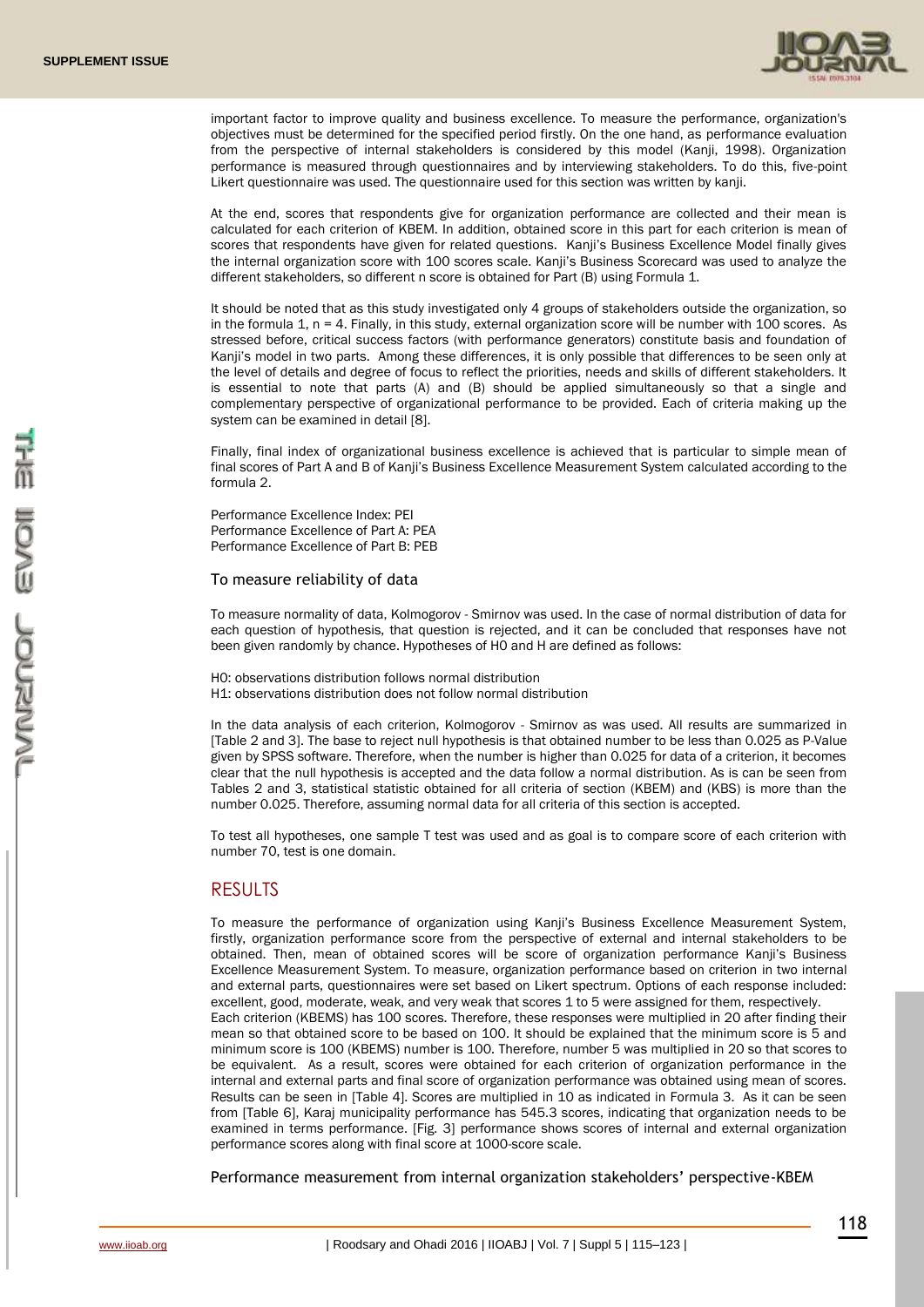important factor to improve quality and business excellence. To measure the performance, organization's objectives must be determined for the specified period firstly. On the one hand, as performance evaluation from the perspective of internal stakeholders is considered by this model (Kanji, 1998). Organization performance is measured through questionnaires and by interviewing stakeholders. To do this, five-point Likert questionnaire was used. The questionnaire used for this section was written by kanji.

At the end, scores that respondents give for organization performance are collected and their mean is calculated for each criterion of KBEM. In addition, obtained score in this part for each criterion is mean of scores that respondents have given for related questions. Kanji's Business Excellence Model finally gives the internal organization score with 100 scores scale. Kanji's Business Scorecard was used to analyze the different stakeholders, so different n score is obtained for Part (B) using Formula 1.

It should be noted that as this study investigated only 4 groups of stakeholders outside the organization, so in the formula 1, n = 4. Finally, in this study, external organization score will be number with 100 scores. As stressed before, critical success factors (with performance generators) constitute basis and foundation of Kanji's model in two parts. Among these differences, it is only possible that differences to be seen only at the level of details and degree of focus to reflect the priorities, needs and skills of different stakeholders. It is essential to note that parts (A) and (B) should be applied simultaneously so that a single and complementary perspective of organizational performance to be provided. Each of criteria making up the system can be examined in detail [8].

Finally, final index of organizational business excellence is achieved that is particular to simple mean of final scores of Part A and B of Kanji's Business Excellence Measurement System calculated according to the formula 2.

Performance Excellence Index: PEI
Performance Excellence of Part A: PEA
Performance Excellence of Part B: PEB

### To measure reliability of data

To measure normality of data, Kolmogorov - Smirnov was used. In the case of normal distribution of data for each question of hypothesis, that question is rejected, and it can be concluded that responses have not been given randomly by chance. Hypotheses of H0 and H are defined as follows:

H0: observations distribution follows normal distribution
H1: observations distribution does not follow normal distribution

In the data analysis of each criterion, Kolmogorov - Smirnov as was used. All results are summarized in [Table 2 and 3]. The base to reject null hypothesis is that obtained number to be less than 0.025 as P-Value given by SPSS software. Therefore, when the number is higher than 0.025 for data of a criterion, it becomes clear that the null hypothesis is accepted and the data follow a normal distribution. As is can be seen from Tables 2 and 3, statistical statistic obtained for all criteria of section (KBEM) and (KBS) is more than the number 0.025. Therefore, assuming normal data for all criteria of this section is accepted.

To test all hypotheses, one sample T test was used and as goal is to compare score of each criterion with number 70, test is one domain.

## RESULTS

To measure the performance of organization using Kanji's Business Excellence Measurement System, firstly, organization performance score from the perspective of external and internal stakeholders to be obtained. Then, mean of obtained scores will be score of organization performance Kanji's Business Excellence Measurement System. To measure, organization performance based on criterion in two internal and external parts, questionnaires were set based on Likert spectrum. Options of each response included: excellent, good, moderate, weak, and very weak that scores 1 to 5 were assigned for them, respectively.
Each criterion (KBEMS) has 100 scores. Therefore, these responses were multiplied in 20 after finding their mean so that obtained score to be based on 100. It should be explained that the minimum score is 5 and minimum score is 100 (KBEMS) number is 100. Therefore, number 5 was multiplied in 20 so that scores to be equivalent. As a result, scores were obtained for each criterion of organization performance in the internal and external parts and final score of organization performance was obtained using mean of scores. Results can be seen in [Table 4]. Scores are multiplied in 10 as indicated in Formula 3. As it can be seen from [Table 6], Karaj municipality performance has 545.3 scores, indicating that organization needs to be examined in terms performance. [Fig. 3] performance shows scores of internal and external organization performance scores along with final score at 1000-score scale.

### Performance measurement from internal organization stakeholders' perspective-KBEM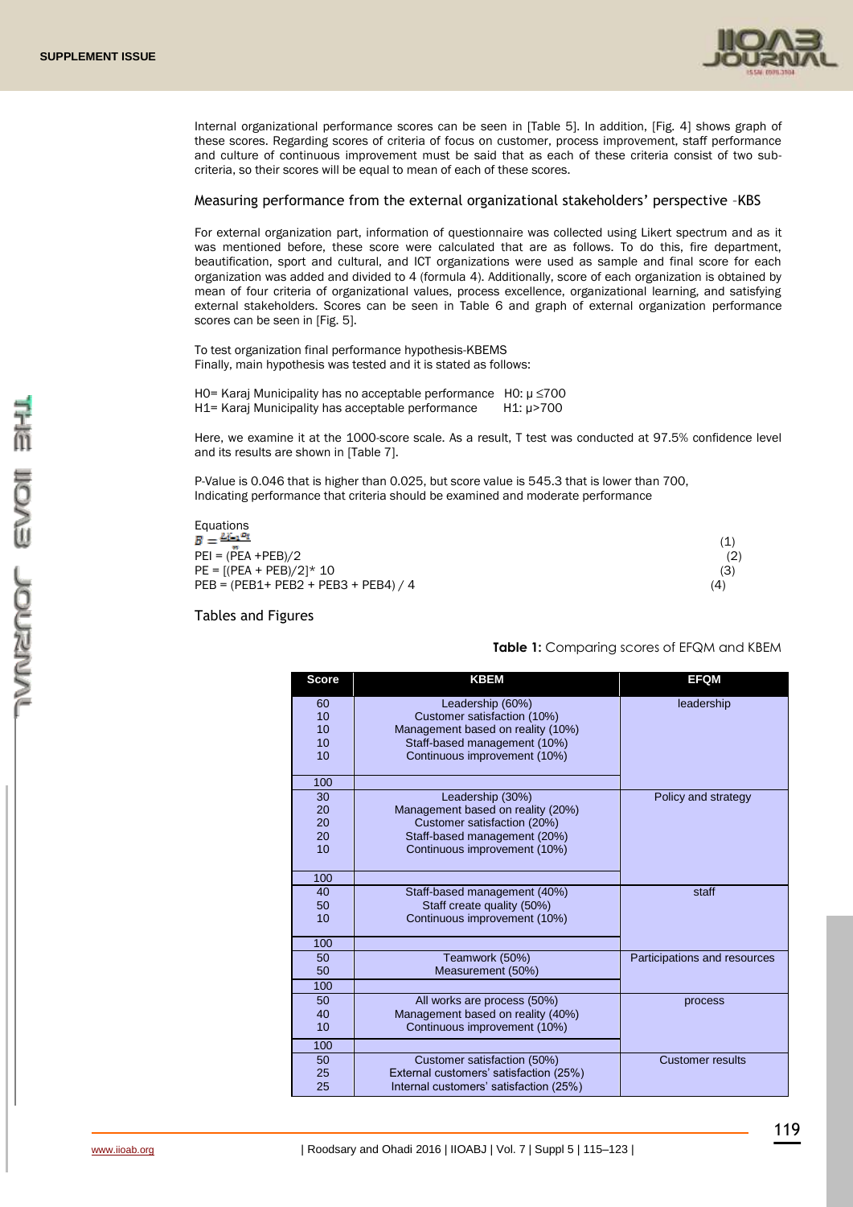Internal organizational performance scores can be seen in [Table 5]. In addition, [Fig. 4] shows graph of these scores. Regarding scores of criteria of focus on customer, process improvement, staff performance and culture of continuous improvement must be said that as each of these criteria consist of two sub-criteria, so their scores will be equal to mean of each of these scores.

### Measuring performance from the external organizational stakeholders' perspective -KBS

For external organization part, information of questionnaire was collected using Likert spectrum and as it was mentioned before, these score were calculated that are as follows. To do this, fire department, beautification, sport and cultural, and ICT organizations were used as sample and final score for each organization was added and divided to 4 (formula 4). Additionally, score of each organization is obtained by mean of four criteria of organizational values, process excellence, organizational learning, and satisfying external stakeholders. Scores can be seen in Table 6 and graph of external organization performance scores can be seen in [Fig. 5].

To test organization final performance hypothesis-KBEMS
Finally, main hypothesis was tested and it is stated as follows:

H0= Karaj Municipality has no acceptable performance H0: $\mu \leq 700$
H1= Karaj Municipality has acceptable performance H1: $\mu > 700$

Here, we examine it at the 1000-score scale. As a result, T test was conducted at 97.5% confidence level and its results are shown in [Table 7].

P-Value is 0.046 that is higher than 0.025, but score value is 545.3 that is lower than 700, Indicating performance that criteria should be examined and moderate performance

Equations

$$B = \frac{\sum_{i=1}^{n} c_i}{n} \quad (1)$$

$$PEI = (PEA + PEB)/2 \quad (2)$$

$$PE = [(PEA + PEB)/2] * 10 \quad (3)$$

$$PEB = (PEB1 + PEB2 + PEB3 + PEB4) / 4 \quad (4)$$

### Tables and Figures

**Table 1:** Comparing scores of EFQM and KBEM

| Score | KBEM | EFQM |
|---|---|---|
| 60 | Leadership (60%) | leadership |
| 10 | Customer satisfaction (10%) | |
| 10 | Management based on reality (10%) | |
| 10 | Staff-based management (10%) | |
| 10 | Continuous improvement (10%) | |
| 100 | | |
| 30 | Leadership (30%) | Policy and strategy |
| 20 | Management based on reality (20%) | |
| 20 | Customer satisfaction (20%) | |
| 20 | Staff-based management (20%) | |
| 10 | Continuous improvement (10%) | |
| 100 | | |
| 40 | Staff-based management (40%) | staff |
| 50 | Staff create quality (50%) | |
| 10 | Continuous improvement (10%) | |
| 100 | | |
| 50 | Teamwork (50%) | Participations and resources |
| 50 | Measurement (50%) | |
| 100 | | |
| 50 | All works are process (50%) | process |
| 40 | Management based on reality (40%) | |
| 10 | Continuous improvement (10%) | |
| 100 | | |
| 50 | Customer satisfaction (50%) | Customer results |
| 25 | External customers' satisfaction (25%) | |
| 25 | Internal customers' satisfaction (25%) | |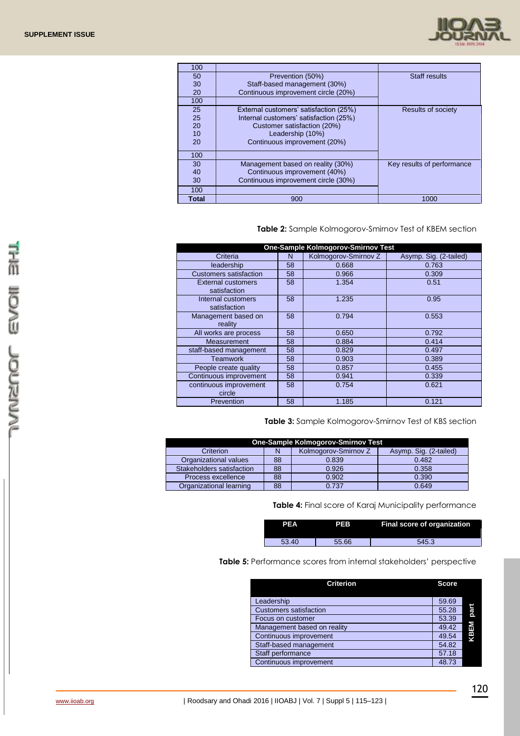| | | |
|---|---|---|
| 100 | | |
| 50<br>30<br>20 | Prevention (50%)<br>Staff-based management (30%)<br>Continuous improvement circle (20%) | Staff results |
| 100 | | |
| 25<br>25<br>20<br>10<br>20 | External customers' satisfaction (25%)<br>Internal customers' satisfaction (25%)<br>Customer satisfaction (20%)<br>Leadership (10%)<br>Continuous improvement (20%) | Results of society |
| 100 | | |
| 30<br>40<br>30 | Management based on reality (30%)<br>Continuous improvement (40%)<br>Continuous improvement circle (30%) | Key results of performance |
| 100 | | |
| **Total** | 900 | 1000 |

**Table 2:** Sample Kolmogorov-Smirnov Test of KBEM section

| One-Sample Kolmogorov-Smirnov Test | | | |
|---|---|---|---|
| Criteria | N | Kolmogorov-Smirnov Z | Asymp. Sig. (2-tailed) |
| leadership | 58 | 0.668 | 0.763 |
| Customers satisfaction | 58 | 0.966 | 0.309 |
| External customers satisfaction | 58 | 1.354 | 0.51 |
| Internal customers satisfaction | 58 | 1.235 | 0.95 |
| Management based on reality | 58 | 0.794 | 0.553 |
| All works are process | 58 | 0.650 | 0.792 |
| Measurement | 58 | 0.884 | 0.414 |
| staff-based management | 58 | 0.829 | 0.497 |
| Teamwork | 58 | 0.903 | 0.389 |
| People create quality | 58 | 0.857 | 0.455 |
| Continuous improvement | 58 | 0.941 | 0.339 |
| continuous improvement circle | 58 | 0.754 | 0.621 |
| Prevention | 58 | 1.185 | 0.121 |

**Table 3:** Sample Kolmogorov-Smirnov Test of KBS section

| One-Sample Kolmogorov-Smirnov Test | | | |
|---|---|---|---|
| Criterion | N | Kolmogorov-Smirnov Z | Asymp. Sig. (2-tailed) |
| Organizational values | 88 | 0.839 | 0.482 |
| Stakeholders satisfaction | 88 | 0.926 | 0.358 |
| Process excellence | 88 | 0.902 | 0.390 |
| Organizational learning | 88 | 0.737 | 0.649 |

**Table 4:** Final score of Karaj Municipality performance

| PEA | PEB | Final score of organization |
|---|---|---|
| 53.40 | 55.66 | 545.3 |

**Table 5:** Performance scores from internal stakeholders' perspective

| Criterion | Score | |
|---|---|---|
| Leadership | 59.69 | KBEM part |
| Customers satisfaction | 55.28 | |
| Focus on customer | 53.39 | |
| Management based on reality | 49.42 | |
| Continuous improvement | 49.54 | |
| Staff-based management | 54.82 | |
| Staff performance | 57.18 | |
| Continuous improvement | 48.73 | |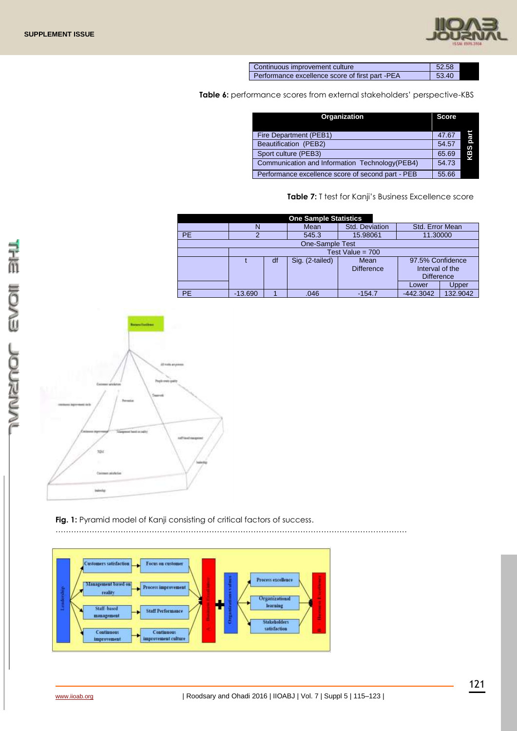| Continuous improvement culture | 52.58 |
|---|---|
| Performance excellence score of first part -PEA | 53.40 |

**Table 6:** performance scores from external stakeholders' perspective-KBS

| Organization | Score | |
|---|---|---|
| Fire Department (PEB1) | 47.67 | KBS part |
| Beautification (PEB2) | 54.57 | |
| Sport culture (PEB3) | 65.69 | |
| Communication and Information Technology(PEB4) | 54.73 | |
| Performance excellence score of second part - PEB | 55.66 | |

**Table 7:** T test for Kanji's Business Excellence score

| One Sample Statistics | | | | | | | |
|---|---|---|---|---|---|---|---|
| | N | | Mean | Std. Deviation | Std. Error Mean | | |
| PE | 2 | | 545.3 | 15.98061 | 11.30000 | | |
| One-Sample Test | | | | | | | |
| | Test Value = 700 | | | | | | |
| | t | df | Sig. (2-tailed) | Mean Difference | 97.5% Confidence Interval of the Difference | | |
| | | | | | Lower | Upper | |
| PE | -13.690 | 1 | .046 | -154.7 | -442.3042 | 132.9042 | |

**Fig. 1:** Pyramid model of Kanji consisting of critical factors of success.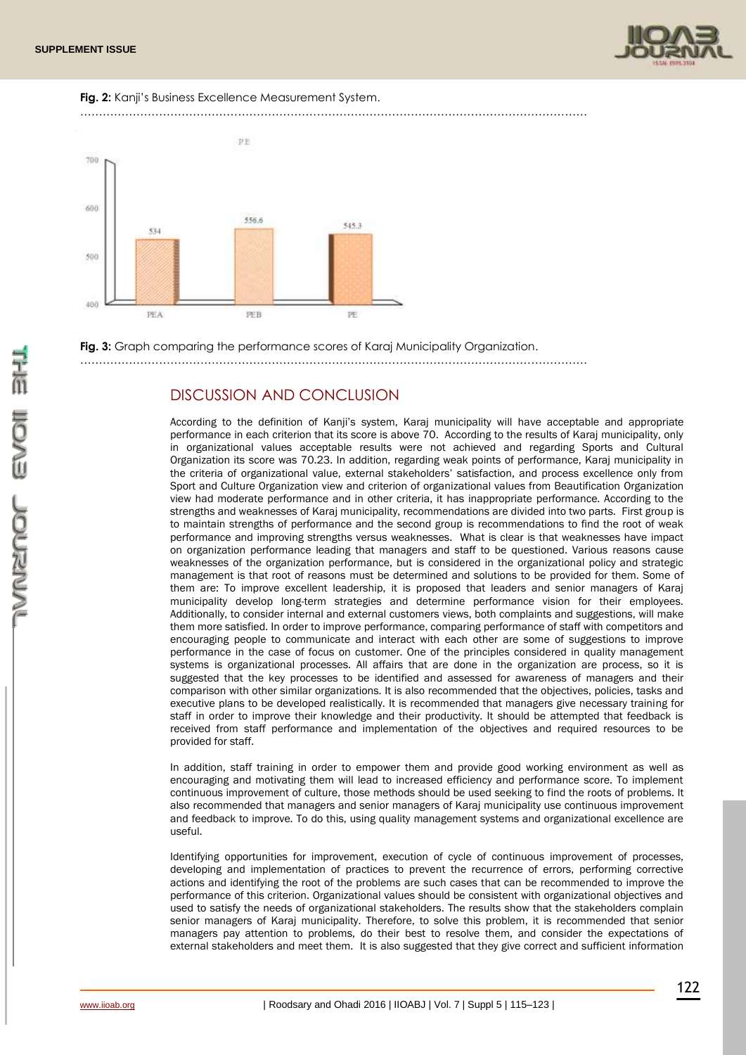**Fig. 2:** Kanji's Business Excellence Measurement System.

**Fig. 3:** Graph comparing the performance scores of Karaj Municipality Organization.

## DISCUSSION AND CONCLUSION

According to the definition of Kanji's system, Karaj municipality will have acceptable and appropriate performance in each criterion that its score is above 70. According to the results of Karaj municipality, only in organizational values acceptable results were not achieved and regarding Sports and Cultural Organization its score was 70.23. In addition, regarding weak points of performance, Karaj municipality in the criteria of organizational value, external stakeholders' satisfaction, and process excellence only from Sport and Culture Organization view and criterion of organizational values from Beautification Organization view had moderate performance and in other criteria, it has inappropriate performance. According to the strengths and weaknesses of Karaj municipality, recommendations are divided into two parts. First group is to maintain strengths of performance and the second group is recommendations to find the root of weak performance and improving strengths versus weaknesses. What is clear is that weaknesses have impact on organization performance leading that managers and staff to be questioned. Various reasons cause weaknesses of the organization performance, but is considered in the organizational policy and strategic management is that root of reasons must be determined and solutions to be provided for them. Some of them are: To improve excellent leadership, it is proposed that leaders and senior managers of Karaj municipality develop long-term strategies and determine performance vision for their employees. Additionally, to consider internal and external customers views, both complaints and suggestions, will make them more satisfied. In order to improve performance, comparing performance of staff with competitors and encouraging people to communicate and interact with each other are some of suggestions to improve performance in the case of focus on customer. One of the principles considered in quality management systems is organizational processes. All affairs that are done in the organization are process, so it is suggested that the key processes to be identified and assessed for awareness of managers and their comparison with other similar organizations. It is also recommended that the objectives, policies, tasks and executive plans to be developed realistically. It is recommended that managers give necessary training for staff in order to improve their knowledge and their productivity. It should be attempted that feedback is received from staff performance and implementation of the objectives and required resources to be provided for staff.

In addition, staff training in order to empower them and provide good working environment as well as encouraging and motivating them will lead to increased efficiency and performance score. To implement continuous improvement of culture, those methods should be used seeking to find the roots of problems. It also recommended that managers and senior managers of Karaj municipality use continuous improvement and feedback to improve. To do this, using quality management systems and organizational excellence are useful.

Identifying opportunities for improvement, execution of cycle of continuous improvement of processes, developing and implementation of practices to prevent the recurrence of errors, performing corrective actions and identifying the root of the problems are such cases that can be recommended to improve the performance of this criterion. Organizational values should be consistent with organizational objectives and used to satisfy the needs of organizational stakeholders. The results show that the stakeholders complain senior managers of Karaj municipality. Therefore, to solve this problem, it is recommended that senior managers pay attention to problems, do their best to resolve them, and consider the expectations of external stakeholders and meet them. It is also suggested that they give correct and sufficient information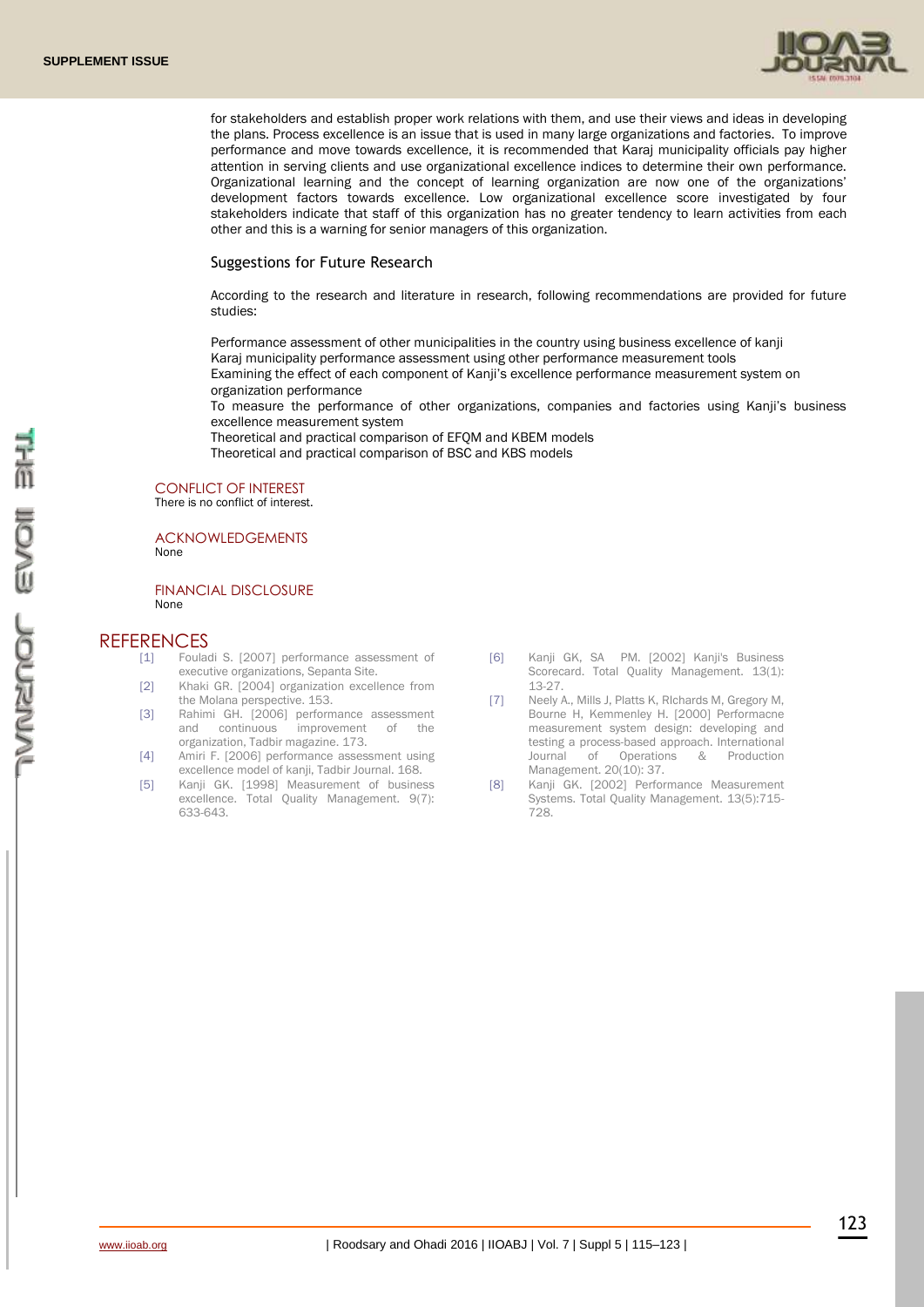for stakeholders and establish proper work relations with them, and use their views and ideas in developing the plans. Process excellence is an issue that is used in many large organizations and factories. To improve performance and move towards excellence, it is recommended that Karaj municipality officials pay higher attention in serving clients and use organizational excellence indices to determine their own performance. Organizational learning and the concept of learning organization are now one of the organizations' development factors towards excellence. Low organizational excellence score investigated by four stakeholders indicate that staff of this organization has no greater tendency to learn activities from each other and this is a warning for senior managers of this organization.

## Suggestions for Future Research

According to the research and literature in research, following recommendations are provided for future studies:

Performance assessment of other municipalities in the country using business excellence of kanji
Karaj municipality performance assessment using other performance measurement tools
Examining the effect of each component of Kanji's excellence performance measurement system on organization performance
To measure the performance of other organizations, companies and factories using Kanji's business excellence measurement system
Theoretical and practical comparison of EFQM and KBEM models
Theoretical and practical comparison of BSC and KBS models

### CONFLICT OF INTEREST

There is no conflict of interest.

### ACKNOWLEDGEMENTS

None

### FINANCIAL DISCLOSURE

None

## REFERENCES

[1] Fouladi S. [2007] performance assessment of executive organizations, Sepanta Site.

[2] Khaki GR. [2004] organization excellence from the Molana perspective. 153.

[3] Rahimi GH. [2006] performance assessment and continuous improvement of the organization, Tadbir magazine. 173.

[4] Amiri F. [2006] performance assessment using excellence model of kanji, Tadbir Journal. 168.

[5] Kanji GK. [1998] Measurement of business excellence. Total Quality Management. 9(7): 633-643.

[6] Kanji GK, SA PM. [2002] Kanji's Business Scorecard. Total Quality Management. 13(1): 13-27.

[7] Neely A., Mills J, Platts K, RIchards M, Gregory M, Bourne H, Kemmenley H. [2000] Performacne measurement system design: developing and testing a process-based approach. International Journal of Operations & Production Management. 20(10): 37.

[8] Kanji GK. [2002] Performance Measurement Systems. Total Quality Management. 13(5):715-728.